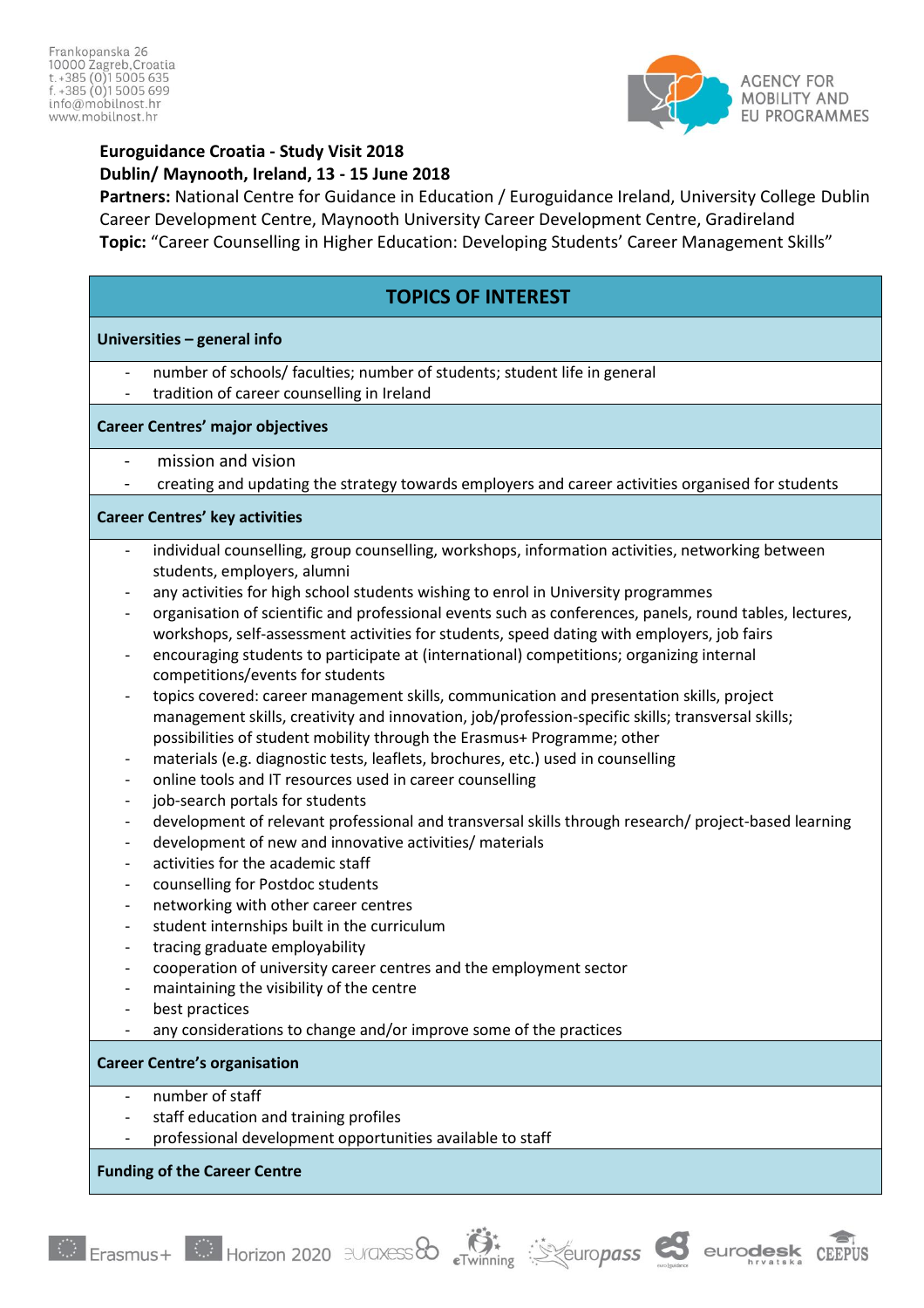Frankopanska 26
10000 Zagreb, Croatia
t. +385 (0)1 5005 635
f. +385 (0)1 5005 699
info@mobilnost.hr
www.mobilnost.hr

AGENCY FOR MOBILITY AND EU PROGRAMMES

**Euroguidance Croatia - Study Visit 2018**
**Dublin/ Maynooth, Ireland, 13 - 15 June 2018**
**Partners:** National Centre for Guidance in Education / Euroguidance Ireland, University College Dublin Career Development Centre, Maynooth University Career Development Centre, Gradireland
**Topic:** "Career Counselling in Higher Education: Developing Students' Career Management Skills"

## TOPICS OF INTEREST

### Universities – general info

- number of schools/ faculties; number of students; student life in general
- tradition of career counselling in Ireland

### Career Centres' major objectives

- mission and vision
- creating and updating the strategy towards employers and career activities organised for students

### Career Centres' key activities

- individual counselling, group counselling, workshops, information activities, networking between students, employers, alumni
- any activities for high school students wishing to enrol in University programmes
- organisation of scientific and professional events such as conferences, panels, round tables, lectures, workshops, self-assessment activities for students, speed dating with employers, job fairs
- encouraging students to participate at (international) competitions; organizing internal competitions/events for students
- topics covered: career management skills, communication and presentation skills, project management skills, creativity and innovation, job/profession-specific skills; transversal skills; possibilities of student mobility through the Erasmus+ Programme; other
- materials (e.g. diagnostic tests, leaflets, brochures, etc.) used in counselling
- online tools and IT resources used in career counselling
- job-search portals for students
- development of relevant professional and transversal skills through research/ project-based learning
- development of new and innovative activities/ materials
- activities for the academic staff
- counselling for Postdoc students
- networking with other career centres
- student internships built in the curriculum
- tracing graduate employability
- cooperation of university career centres and the employment sector
- maintaining the visibility of the centre
- best practices
- any considerations to change and/or improve some of the practices

### Career Centre's organisation

- number of staff
- staff education and training profiles
- professional development opportunities available to staff

### Funding of the Career Centre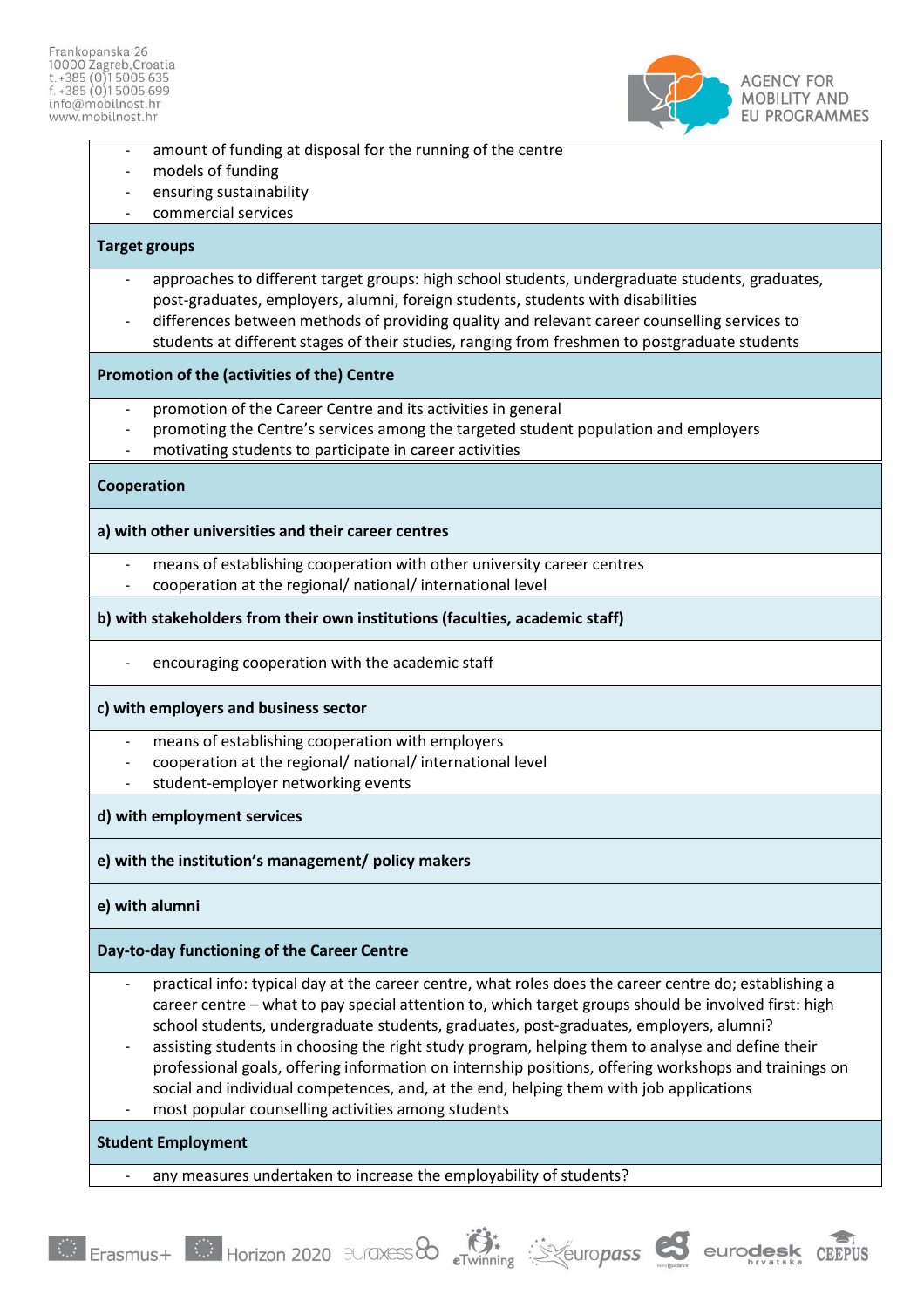- amount of funding at disposal for the running of the centre
- models of funding
- ensuring sustainability
- commercial services

**Target groups**

- approaches to different target groups: high school students, undergraduate students, graduates, post-graduates, employers, alumni, foreign students, students with disabilities
- differences between methods of providing quality and relevant career counselling services to students at different stages of their studies, ranging from freshmen to postgraduate students

**Promotion of the (activities of the) Centre**

- promotion of the Career Centre and its activities in general
- promoting the Centre's services among the targeted student population and employers
- motivating students to participate in career activities

**Cooperation**

**a) with other universities and their career centres**

- means of establishing cooperation with other university career centres
- cooperation at the regional/ national/ international level

**b) with stakeholders from their own institutions (faculties, academic staff)**

- encouraging cooperation with the academic staff

**c) with employers and business sector**

- means of establishing cooperation with employers
- cooperation at the regional/ national/ international level
- student-employer networking events

**d) with employment services**

**e) with the institution's management/ policy makers**

**e) with alumni**

**Day-to-day functioning of the Career Centre**

- practical info: typical day at the career centre, what roles does the career centre do; establishing a career centre – what to pay special attention to, which target groups should be involved first: high school students, undergraduate students, graduates, post-graduates, employers, alumni?
- assisting students in choosing the right study program, helping them to analyse and define their professional goals, offering information on internship positions, offering workshops and trainings on social and individual competences, and, at the end, helping them with job applications
- most popular counselling activities among students

**Student Employment**

- any measures undertaken to increase the employability of students?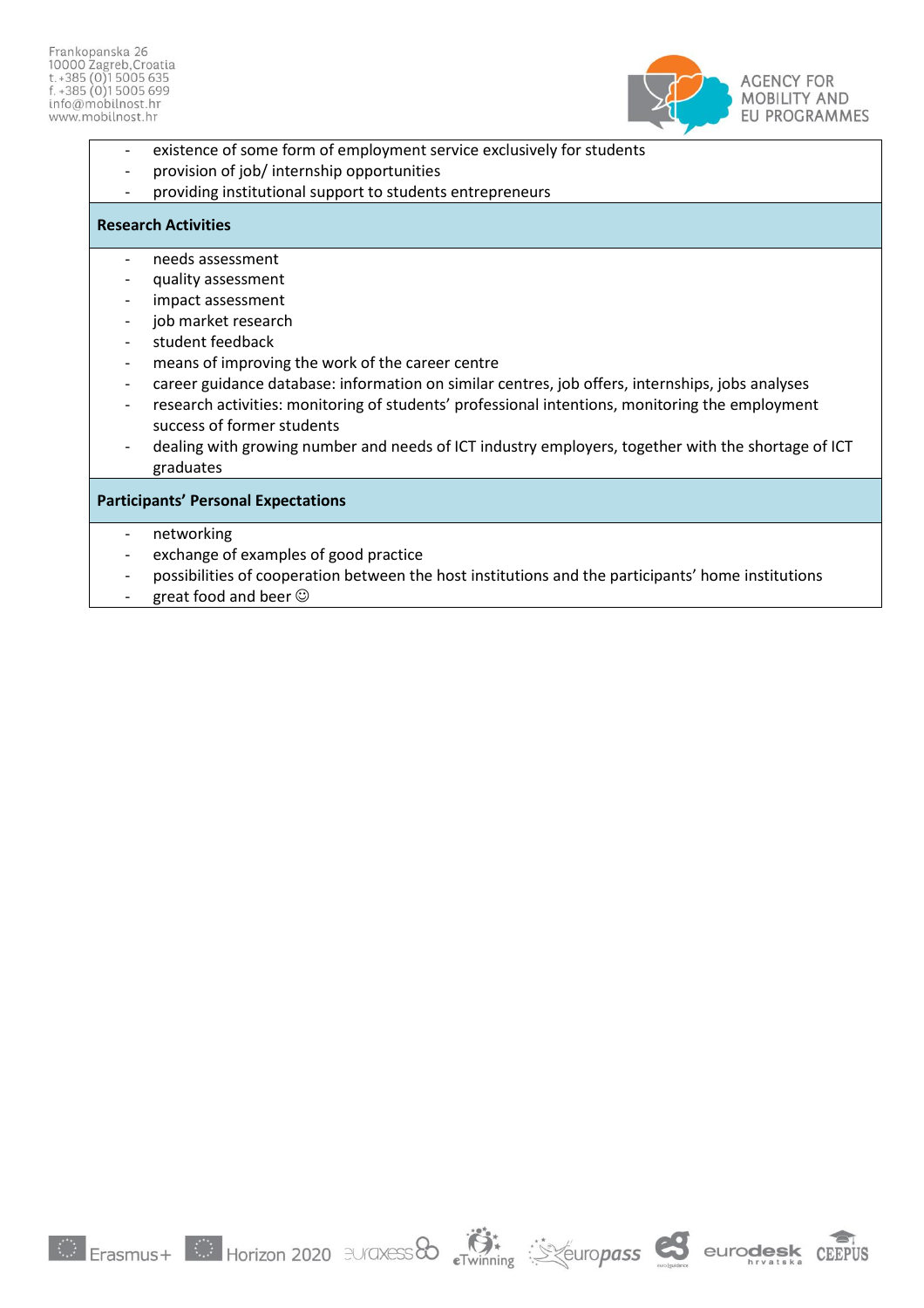- existence of some form of employment service exclusively for students
- provision of job/ internship opportunities
- providing institutional support to students entrepreneurs

**Research Activities**

- needs assessment
- quality assessment
- impact assessment
- job market research
- student feedback
- means of improving the work of the career centre
- career guidance database: information on similar centres, job offers, internships, jobs analyses
- research activities: monitoring of students' professional intentions, monitoring the employment success of former students
- dealing with growing number and needs of ICT industry employers, together with the shortage of ICT graduates

**Participants' Personal Expectations**

- networking
- exchange of examples of good practice
- possibilities of cooperation between the host institutions and the participants' home institutions
- great food and beer ☺